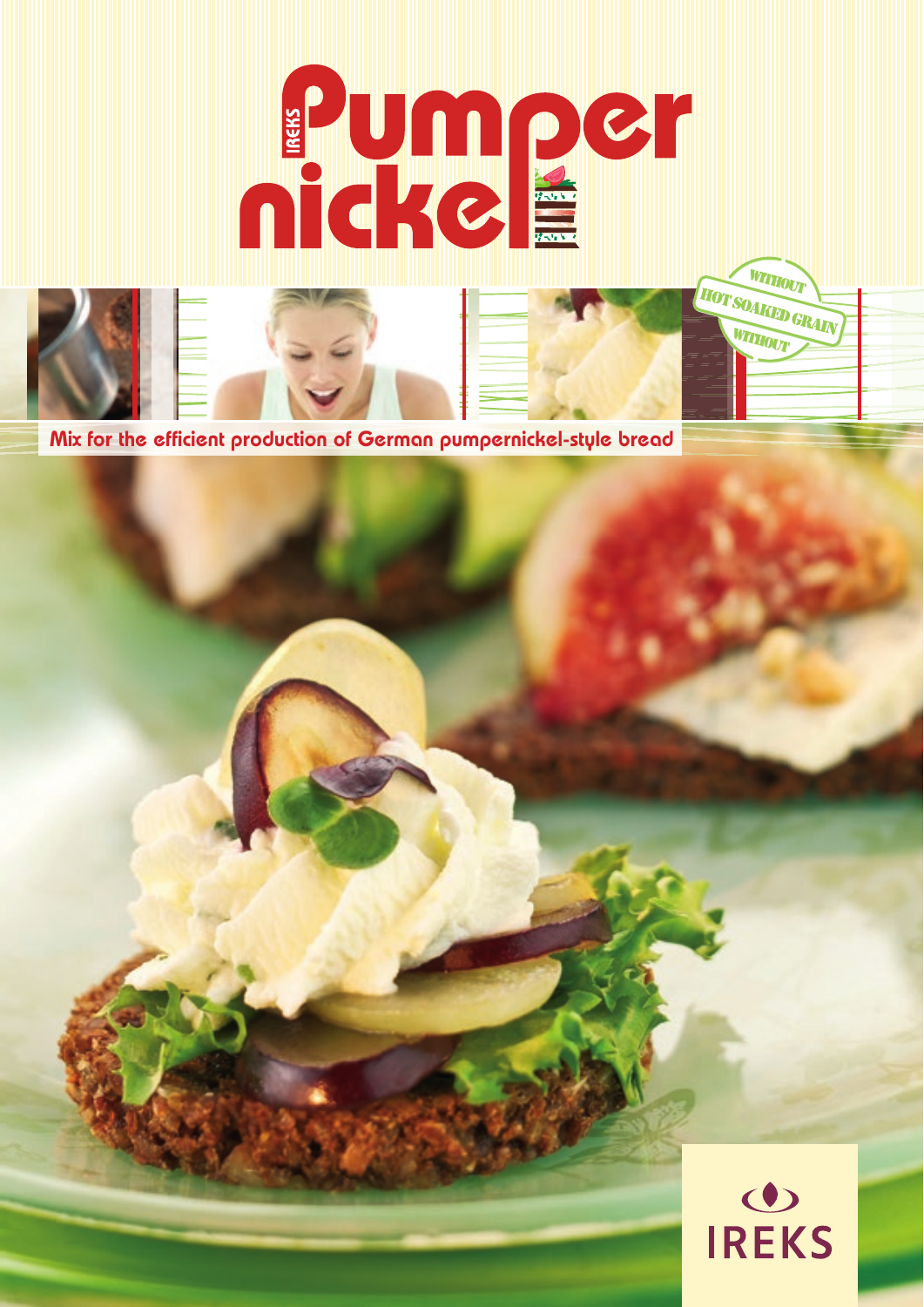# IREKS Pumpernickel

WITHOUT HOT SOAKED GRAIN WITHOUT

Mix for the efficient production of German pumpernickel-style bread

IREKS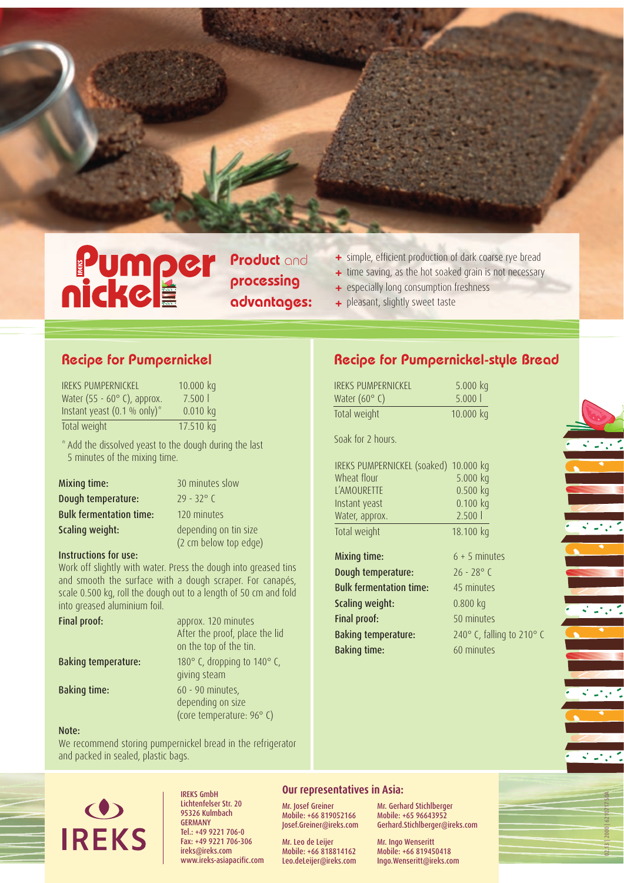# Pumpernickel

## Product and processing advantages:

- + simple, efficient production of dark coarse rye bread
- + time saving, as the hot soaked grain is not necessary
- + especially long consumption freshness
- + pleasant, slightly sweet taste

## Recipe for Pumpernickel

| | |
|---|---|
| IREKS PUMPERNICKEL | 10.000 kg |
| Water (55 - 60° C), approx. | 7.500 l |
| Instant yeast (0.1 % only)* | 0.010 kg |
| Total weight | 17.510 kg |

* Add the dissolved yeast to the dough during the last 5 minutes of the mixing time.

| | |
|---|---|
| **Mixing time:** | 30 minutes slow |
| **Dough temperature:** | 29 - 32° C |
| **Bulk fermentation time:** | 120 minutes |
| **Scaling weight:** | depending on tin size (2 cm below top edge) |

**Instructions for use:**
Work off slightly with water. Press the dough into greased tins and smooth the surface with a dough scraper. For canapés, scale 0.500 kg, roll the dough out to a length of 50 cm and fold into greased aluminium foil.

| | |
|---|---|
| **Final proof:** | approx. 120 minutes After the proof, place the lid on the top of the tin. |
| **Baking temperature:** | 180° C, dropping to 140° C, giving steam |
| **Baking time:** | 60 - 90 minutes, depending on size (core temperature: 96° C) |

**Note:**
We recommend storing pumpernickel bread in the refrigerator and packed in sealed, plastic bags.

## Recipe for Pumpernickel-style Bread

| | |
|---|---|
| IREKS PUMPERNICKEL | 5.000 kg |
| Water (60° C) | 5.000 l |
| Total weight | 10.000 kg |

Soak for 2 hours.

| | |
|---|---|
| IREKS PUMPERNICKEL (soaked) | 10.000 kg |
| Wheat flour | 5.000 kg |
| L'AMOURETTE | 0.500 kg |
| Instant yeast | 0.100 kg |
| Water, approx. | 2.500 l |
| Total weight | 18.100 kg |

| | |
|---|---|
| **Mixing time:** | 6 + 5 minutes |
| **Dough temperature:** | 26 - 28° C |
| **Bulk fermentation time:** | 45 minutes |
| **Scaling weight:** | 0.800 kg |
| **Final proof:** | 50 minutes |
| **Baking temperature:** | 240° C, falling to 210° C |
| **Baking time:** | 60 minutes |

IREKS

IREKS GmbH
Lichtenfelser Str. 20
95326 Kulmbach
GERMANY
Tel.: +49 9221 706-0
Fax: +49 9221 706-306
ireks@ireks.com
www.ireks-asiapacific.com

### Our representatives in Asia:

Mr. Josef Greiner
Mobile: +66 819052166
Josef.Greiner@ireks.com

Mr. Leo de Leijer
Mobile: +66 818814162
Leo.deLeijer@ireks.com

Mr. Gerhard Stichlberger
Mobile: +65 96643952
Gerhard.Stichlberger@ireks.com

Mr. Ingo Wenseritt
Mobile: +66 819450418
Ingo.Wenseritt@ireks.com

02.13 | 2000 | 621071750A